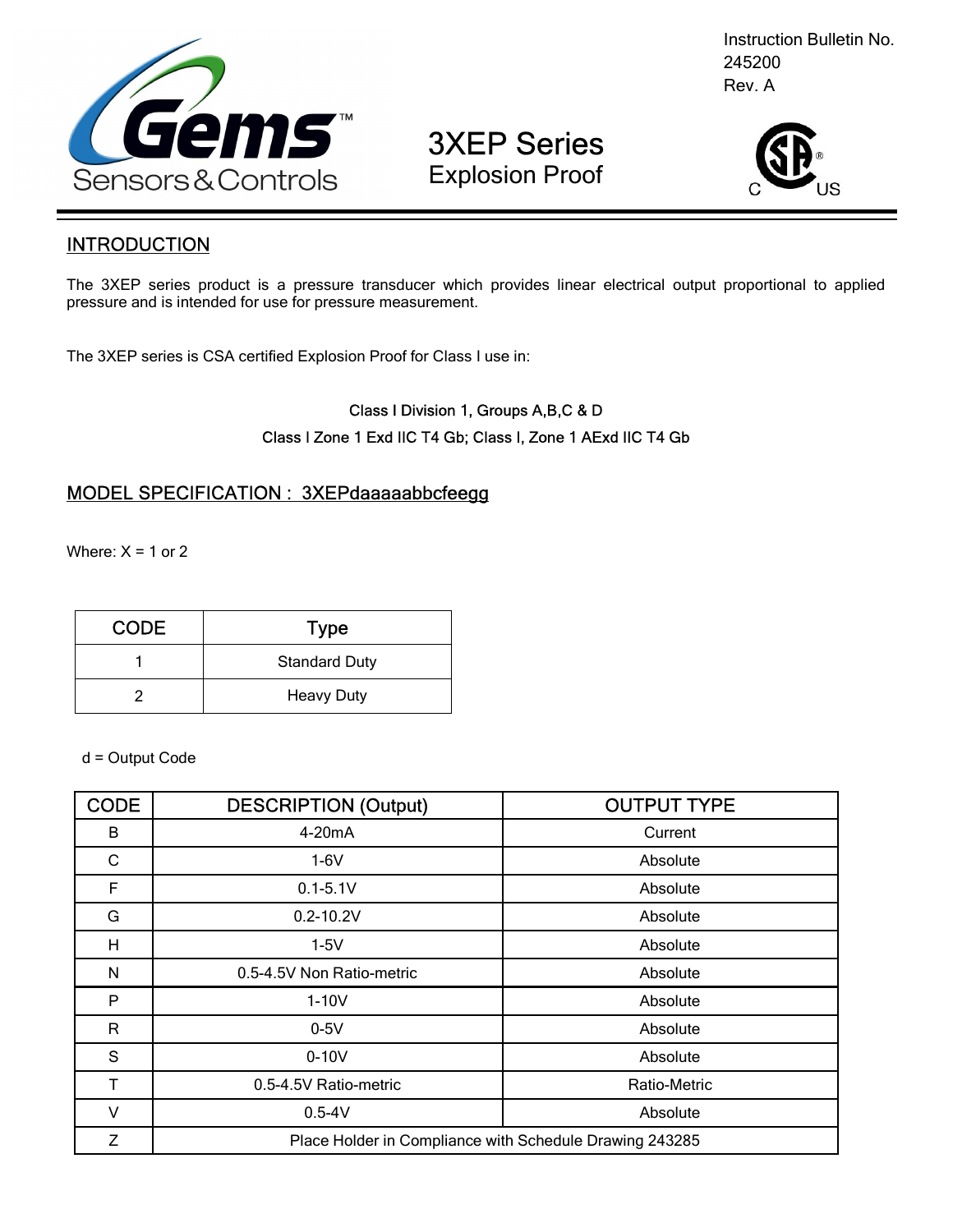Instruction Bulletin No. 245200
Rev. A

# 3XEP Series
## Explosion Proof

## INTRODUCTION

The 3XEP series product is a pressure transducer which provides linear electrical output proportional to applied pressure and is intended for use for pressure measurement.

The 3XEP series is CSA certified Explosion Proof for Class I use in:

**Class I Division 1, Groups A,B,C & D**

**Class I Zone 1 Exd IIC T4 Gb; Class I, Zone 1 AExd IIC T4 Gb**

## MODEL SPECIFICATION : 3XEPdaaaaabbcfeegg

Where: X = 1 or 2

| CODE | Type |
|---|---|
| 1 | Standard Duty |
| 2 | Heavy Duty |

d = Output Code

| CODE | DESCRIPTION (Output) | OUTPUT TYPE |
|---|---|---|
| B | 4-20mA | Current |
| C | 1-6V | Absolute |
| F | 0.1-5.1V | Absolute |
| G | 0.2-10.2V | Absolute |
| H | 1-5V | Absolute |
| N | 0.5-4.5V Non Ratio-metric | Absolute |
| P | 1-10V | Absolute |
| R | 0-5V | Absolute |
| S | 0-10V | Absolute |
| T | 0.5-4.5V Ratio-metric | Ratio-Metric |
| V | 0.5-4V | Absolute |
| Z | Place Holder in Compliance with Schedule Drawing 243285 | |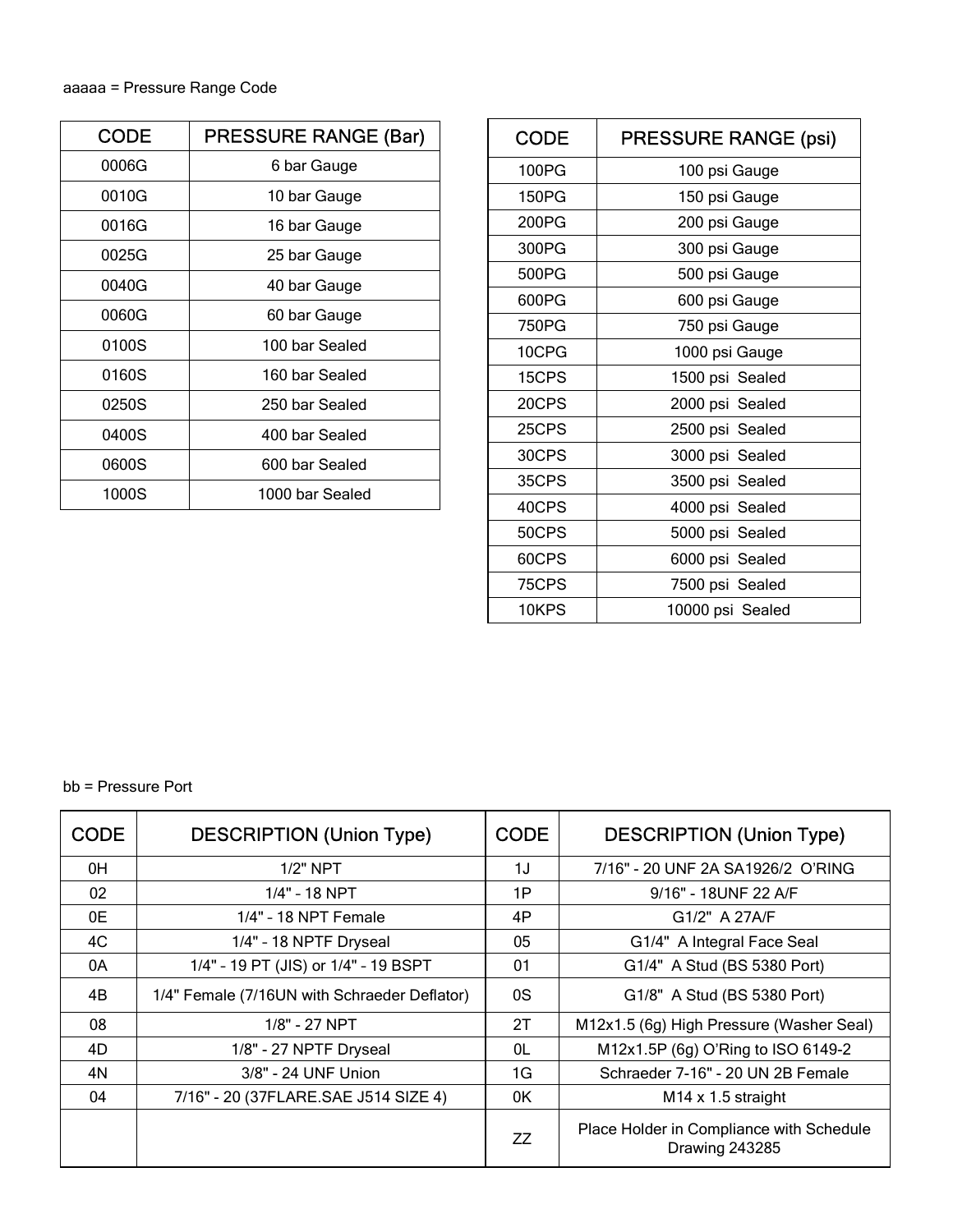aaaaa = Pressure Range Code

| CODE | PRESSURE RANGE (Bar) |
|---|---|
| 0006G | 6 bar Gauge |
| 0010G | 10 bar Gauge |
| 0016G | 16 bar Gauge |
| 0025G | 25 bar Gauge |
| 0040G | 40 bar Gauge |
| 0060G | 60 bar Gauge |
| 0100S | 100 bar Sealed |
| 0160S | 160 bar Sealed |
| 0250S | 250 bar Sealed |
| 0400S | 400 bar Sealed |
| 0600S | 600 bar Sealed |
| 1000S | 1000 bar Sealed |

| CODE | PRESSURE RANGE (psi) |
|---|---|
| 100PG | 100 psi Gauge |
| 150PG | 150 psi Gauge |
| 200PG | 200 psi Gauge |
| 300PG | 300 psi Gauge |
| 500PG | 500 psi Gauge |
| 600PG | 600 psi Gauge |
| 750PG | 750 psi Gauge |
| 10CPG | 1000 psi Gauge |
| 15CPS | 1500 psi Sealed |
| 20CPS | 2000 psi Sealed |
| 25CPS | 2500 psi Sealed |
| 30CPS | 3000 psi Sealed |
| 35CPS | 3500 psi Sealed |
| 40CPS | 4000 psi Sealed |
| 50CPS | 5000 psi Sealed |
| 60CPS | 6000 psi Sealed |
| 75CPS | 7500 psi Sealed |
| 10KPS | 10000 psi Sealed |

bb = Pressure Port

| CODE | DESCRIPTION (Union Type) | CODE | DESCRIPTION (Union Type) |
|---|---|---|---|
| 0H | 1/2" NPT | 1J | 7/16" - 20 UNF 2A SA1926/2 O'RING |
| 02 | 1/4" - 18 NPT | 1P | 9/16" - 18UNF 22 A/F |
| 0E | 1/4" - 18 NPT Female | 4P | G1/2" A 27A/F |
| 4C | 1/4" - 18 NPTF Dryseal | 05 | G1/4" A Integral Face Seal |
| 0A | 1/4" - 19 PT (JIS) or 1/4" - 19 BSPT | 01 | G1/4" A Stud (BS 5380 Port) |
| 4B | 1/4" Female (7/16UN with Schraeder Deflator) | 0S | G1/8" A Stud (BS 5380 Port) |
| 08 | 1/8" - 27 NPT | 2T | M12x1.5 (6g) High Pressure (Washer Seal) |
| 4D | 1/8" - 27 NPTF Dryseal | 0L | M12x1.5P (6g) O'Ring to ISO 6149-2 |
| 4N | 3/8" - 24 UNF Union | 1G | Schraeder 7-16" - 20 UN 2B Female |
| 04 | 7/16" - 20 (37FLARE.SAE J514 SIZE 4) | 0K | M14 x 1.5 straight |
| | | ZZ | Place Holder in Compliance with Schedule Drawing 243285 |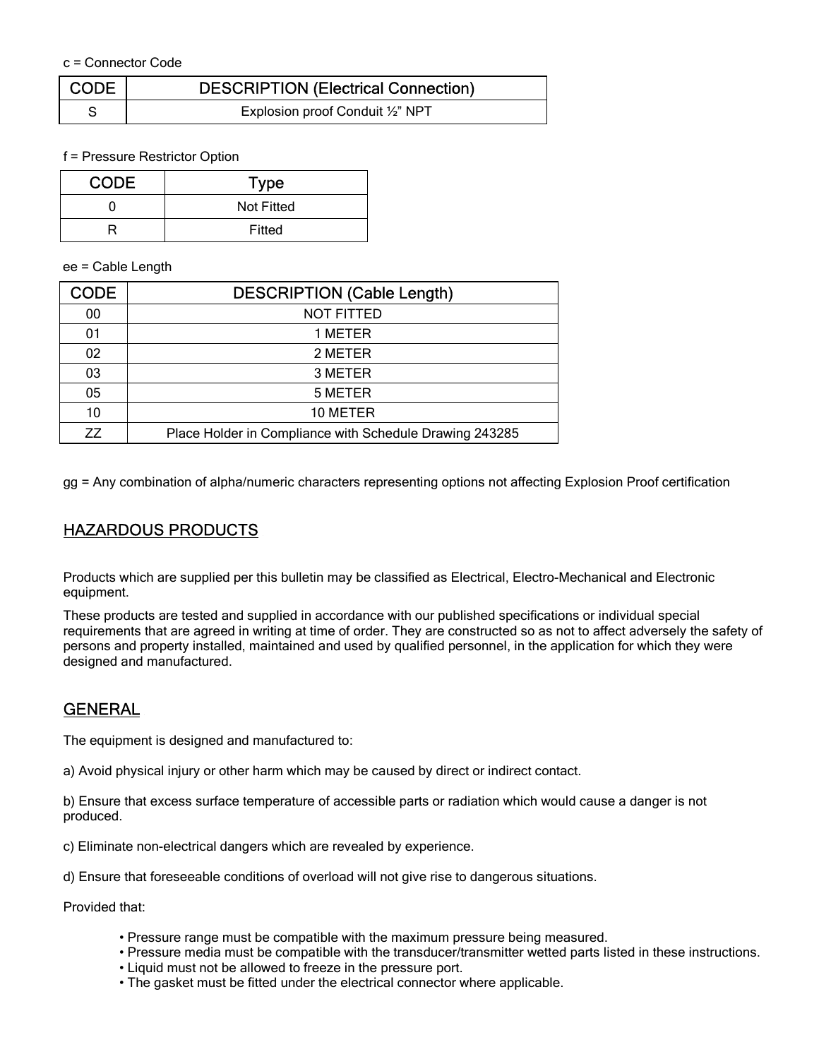c = Connector Code

| CODE | DESCRIPTION (Electrical Connection) |
| --- | --- |
| S | Explosion proof Conduit ½" NPT |

f = Pressure Restrictor Option

| CODE | Type |
| --- | --- |
| 0 | Not Fitted |
| R | Fitted |

ee = Cable Length

| CODE | DESCRIPTION (Cable Length) |
| --- | --- |
| 00 | NOT FITTED |
| 01 | 1 METER |
| 02 | 2 METER |
| 03 | 3 METER |
| 05 | 5 METER |
| 10 | 10 METER |
| ZZ | Place Holder in Compliance with Schedule Drawing 243285 |

gg = Any combination of alpha/numeric characters representing options not affecting Explosion Proof certification

## HAZARDOUS PRODUCTS

Products which are supplied per this bulletin may be classified as Electrical, Electro-Mechanical and Electronic equipment.

These products are tested and supplied in accordance with our published specifications or individual special requirements that are agreed in writing at time of order. They are constructed so as not to affect adversely the safety of persons and property installed, maintained and used by qualified personnel, in the application for which they were designed and manufactured.

## GENERAL

The equipment is designed and manufactured to:

a) Avoid physical injury or other harm which may be caused by direct or indirect contact.

b) Ensure that excess surface temperature of accessible parts or radiation which would cause a danger is not produced.

c) Eliminate non-electrical dangers which are revealed by experience.

d) Ensure that foreseeable conditions of overload will not give rise to dangerous situations.

Provided that:

- Pressure range must be compatible with the maximum pressure being measured.
- Pressure media must be compatible with the transducer/transmitter wetted parts listed in these instructions.
- Liquid must not be allowed to freeze in the pressure port.
- The gasket must be fitted under the electrical connector where applicable.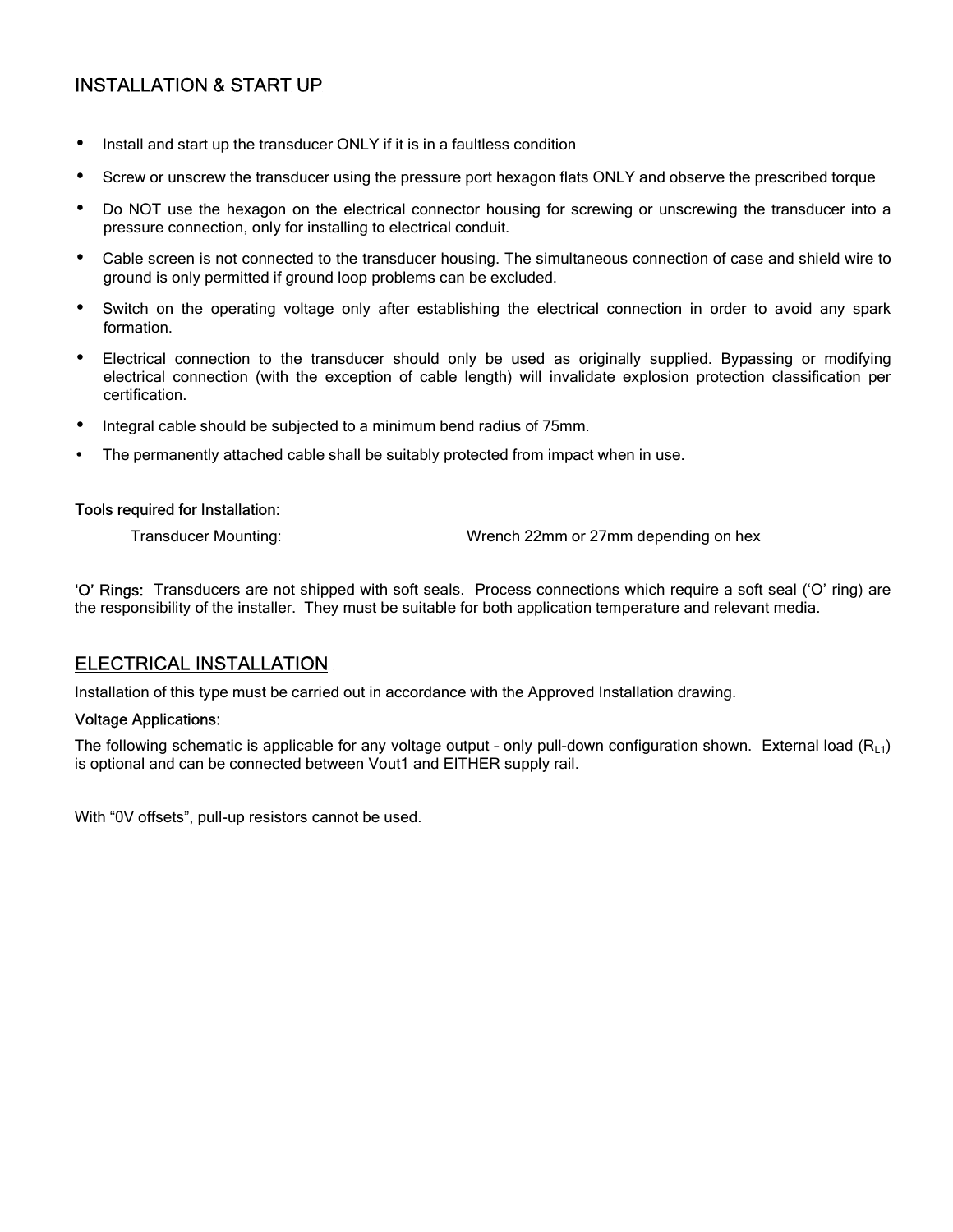## INSTALLATION & START UP

- Install and start up the transducer ONLY if it is in a faultless condition
- Screw or unscrew the transducer using the pressure port hexagon flats ONLY and observe the prescribed torque
- Do NOT use the hexagon on the electrical connector housing for screwing or unscrewing the transducer into a pressure connection, only for installing to electrical conduit.
- Cable screen is not connected to the transducer housing. The simultaneous connection of case and shield wire to ground is only permitted if ground loop problems can be excluded.
- Switch on the operating voltage only after establishing the electrical connection in order to avoid any spark formation.
- Electrical connection to the transducer should only be used as originally supplied. Bypassing or modifying electrical connection (with the exception of cable length) will invalidate explosion protection classification per certification.
- Integral cable should be subjected to a minimum bend radius of 75mm.
- The permanently attached cable shall be suitably protected from impact when in use.

**Tools required for Installation:**

Transducer Mounting: Wrench 22mm or 27mm depending on hex

**'O' Rings:** Transducers are not shipped with soft seals. Process connections which require a soft seal ('O' ring) are the responsibility of the installer. They must be suitable for both application temperature and relevant media.

## ELECTRICAL INSTALLATION

Installation of this type must be carried out in accordance with the Approved Installation drawing.

**Voltage Applications:**

The following schematic is applicable for any voltage output – only pull-down configuration shown. External load ($R_{L1}$) is optional and can be connected between Vout1 and EITHER supply rail.

With "0V offsets", pull-up resistors cannot be used.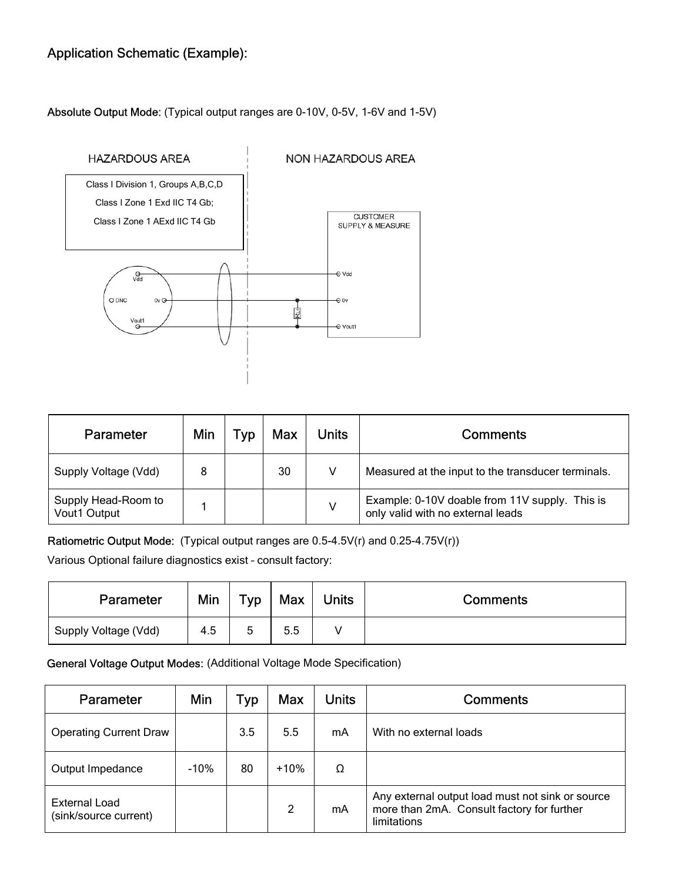## Application Schematic (Example):

**Absolute Output Mode:** (Typical output ranges are 0-10V, 0-5V, 1-6V and 1-5V)

HAZARDOUS AREA

NON HAZARDOUS AREA

Class I Division 1, Groups A,B,C,D

Class I Zone 1 Exd IIC T4 Gb;

Class I Zone 1 AExd IIC T4 Gb

CUSTOMER SUPPLY & MEASURE

Vdd

DNC

0v

Vout1

RL

Vdd

0v

Vout1

| Parameter | Min | Typ | Max | Units | Comments |
|---|---|---|---|---|---|
| Supply Voltage (Vdd) | 8 | | 30 | V | Measured at the input to the transducer terminals. |
| Supply Head-Room to Vout1 Output | 1 | | | V | Example: 0-10V doable from 11V supply. This is only valid with no external leads |

**Ratiometric Output Mode:** (Typical output ranges are 0.5-4.5V(r) and 0.25-4.75V(r))

Various Optional failure diagnostics exist – consult factory:

| Parameter | Min | Typ | Max | Units | Comments |
|---|---|---|---|---|---|
| Supply Voltage (Vdd) | 4.5 | 5 | 5.5 | V | |

**General Voltage Output Modes:** (Additional Voltage Mode Specification)

| Parameter | Min | Typ | Max | Units | Comments |
|---|---|---|---|---|---|
| Operating Current Draw | | 3.5 | 5.5 | mA | With no external loads |
| Output Impedance | -10% | 80 | +10% | Ω | |
| External Load (sink/source current) | | | 2 | mA | Any external output load must not sink or source more than 2mA. Consult factory for further limitations |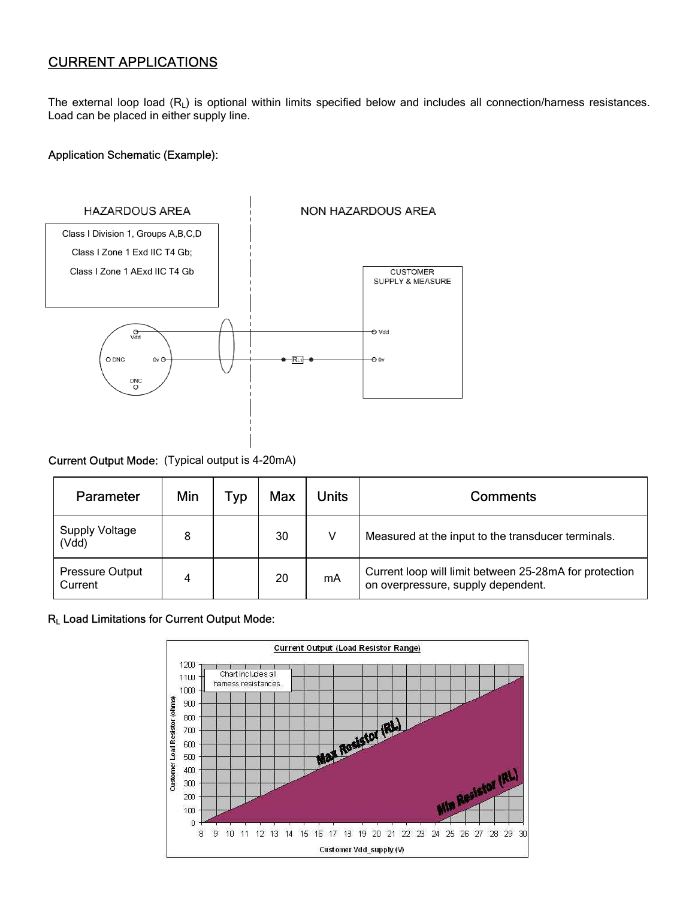## CURRENT APPLICATIONS

The external loop load ($R_L$) is optional within limits specified below and includes all connection/harness resistances. Load can be placed in either supply line.

Application Schematic (Example):

HAZARDOUS AREA

Class I Division 1, Groups A,B,C,D

Class I Zone 1 Exd IIC T4 Gb;

Class I Zone 1 AExd IIC T4 Gb

NON HAZARDOUS AREA

CUSTOMER SUPPLY & MEASURE

Vdd

0v

DNC

DNC

RL1

Vdd

0v

Current Output Mode: (Typical output is 4-20mA)

| Parameter | Min | Typ | Max | Units | Comments |
|---|---|---|---|---|---|
| Supply Voltage (Vdd) | 8 | | 30 | V | Measured at the input to the transducer terminals. |
| Pressure Output Current | 4 | | 20 | mA | Current loop will limit between 25-28mA for protection on overpressure, supply dependent. |

$R_L$ Load Limitations for Current Output Mode:

Current Output (Load Resistor Range)

Chart includes all harness resistances.

Max Resistor (RL)

Min Resistor (RL)

Customer Load Resistor (ohms)

0 100 200 300 400 500 600 700 800 900 1000 1100 1200

Customer Vdd_supply (V)

8 9 10 11 12 13 14 15 16 17 18 19 20 21 22 23 24 25 26 27 28 29 30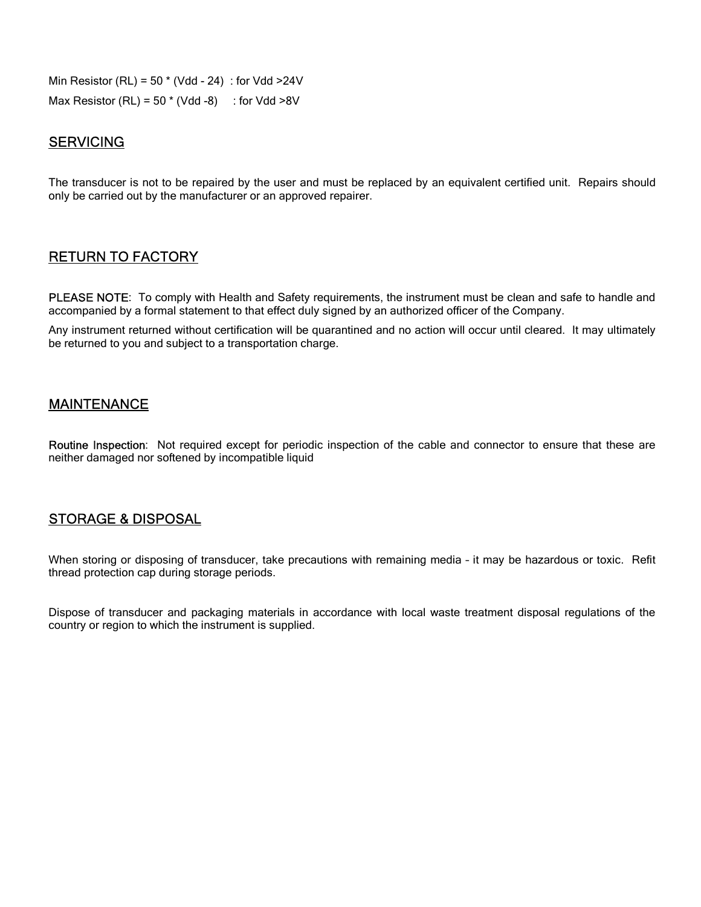Min Resistor (RL) = 50 * (Vdd - 24)  : for Vdd >24V

Max Resistor (RL) = 50 * (Vdd -8)   : for Vdd >8V

## SERVICING

The transducer is not to be repaired by the user and must be replaced by an equivalent certified unit.  Repairs should only be carried out by the manufacturer or an approved repairer.

## RETURN TO FACTORY

**PLEASE NOTE**:  To comply with Health and Safety requirements, the instrument must be clean and safe to handle and accompanied by a formal statement to that effect duly signed by an authorized officer of the Company.

Any instrument returned without certification will be quarantined and no action will occur until cleared.  It may ultimately be returned to you and subject to a transportation charge.

## MAINTENANCE

**Routine Inspection**:  Not required except for periodic inspection of the cable and connector to ensure that these are neither damaged nor softened by incompatible liquid

## STORAGE & DISPOSAL

When storing or disposing of transducer, take precautions with remaining media – it may be hazardous or toxic.  Refit thread protection cap during storage periods.

Dispose of transducer and packaging materials in accordance with local waste treatment disposal regulations of the country or region to which the instrument is supplied.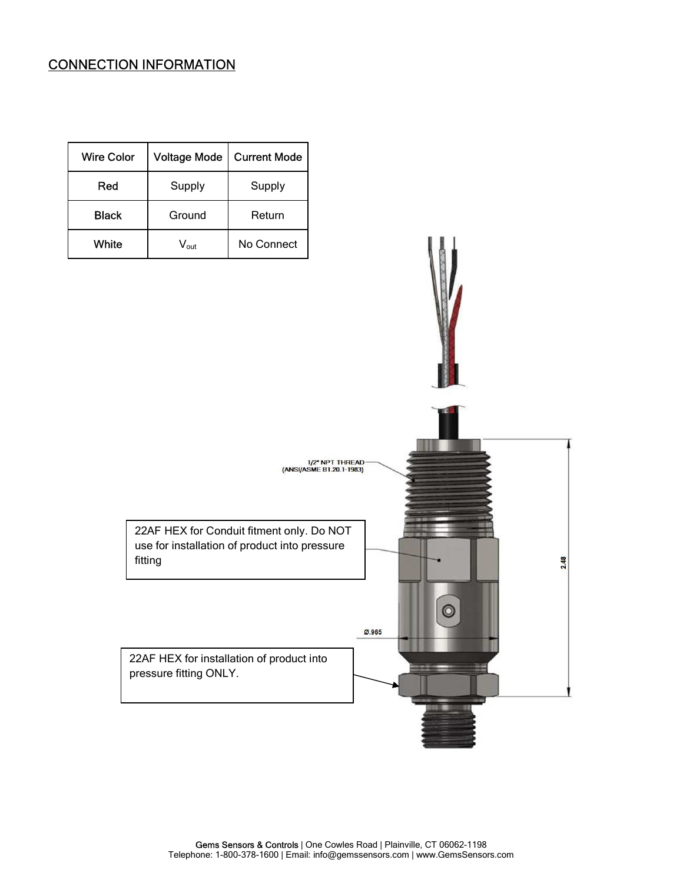## CONNECTION INFORMATION

| Wire Color | Voltage Mode | Current Mode |
|---|---|---|
| Red | Supply | Supply |
| Black | Ground | Return |
| White | $V_{out}$ | No Connect |

1/2" NPT THREAD
(ANSI/ASME B1.20.1-1983)

22AF HEX for Conduit fitment only. Do NOT use for installation of product into pressure fitting

Ø.965

2.48

22AF HEX for installation of product into pressure fitting ONLY.